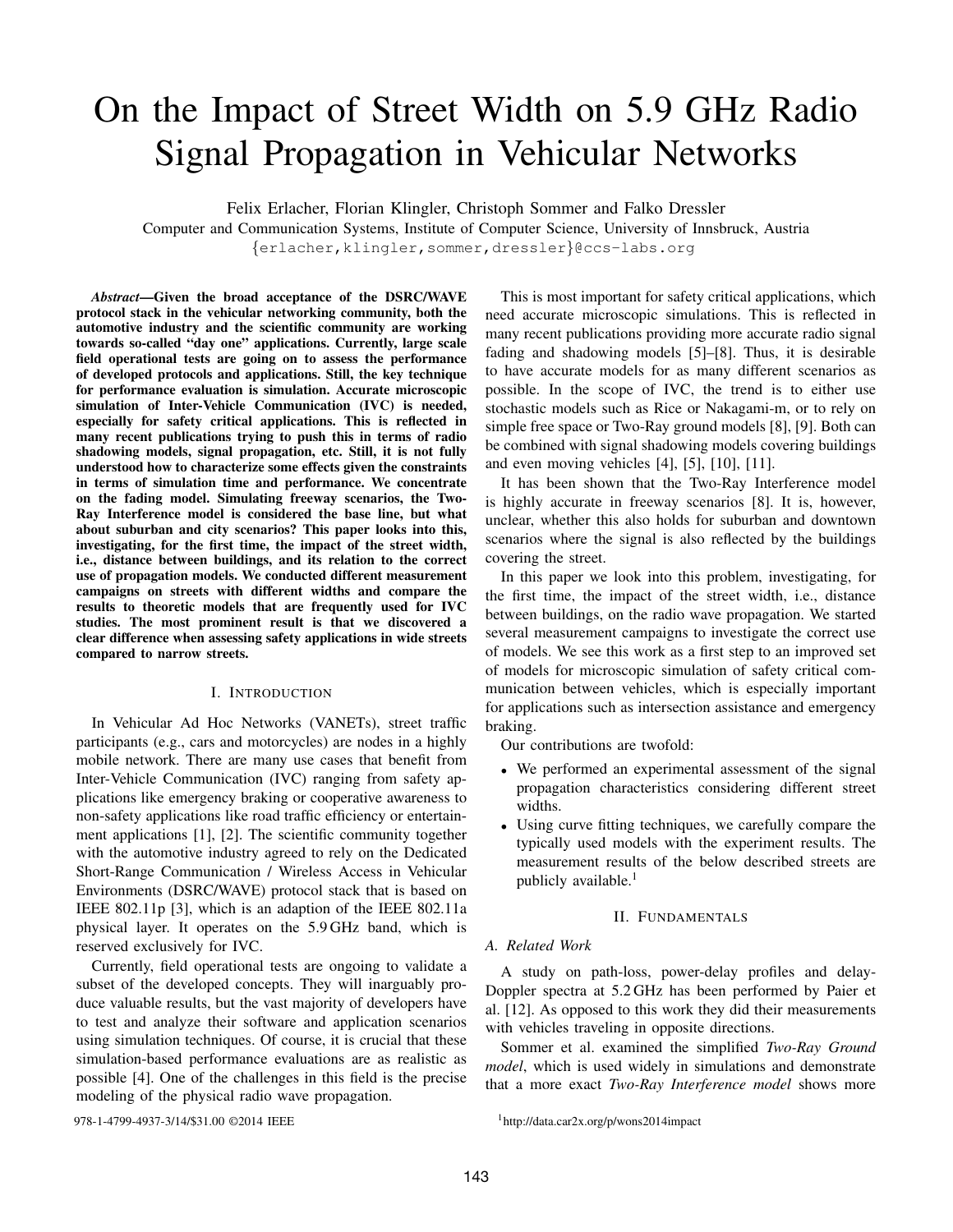# On the Impact of Street Width on 5.9 GHz Radio Signal Propagation in Vehicular Networks

Felix Erlacher, Florian Klingler, Christoph Sommer and Falko Dressler

Computer and Communication Systems, Institute of Computer Science, University of Innsbruck, Austria

{erlacher,klingler,sommer,dressler}@ccs-labs.org

***Abstract*—Given the broad acceptance of the DSRC/WAVE protocol stack in the vehicular networking community, both the automotive industry and the scientific community are working towards so-called "day one" applications. Currently, large scale field operational tests are going on to assess the performance of developed protocols and applications. Still, the key technique for performance evaluation is simulation. Accurate microscopic simulation of Inter-Vehicle Communication (IVC) is needed, especially for safety critical applications. This is reflected in many recent publications trying to push this in terms of radio shadowing models, signal propagation, etc. Still, it is not fully understood how to characterize some effects given the constraints in terms of simulation time and performance. We concentrate on the fading model. Simulating freeway scenarios, the Two-Ray Interference model is considered the base line, but what about suburban and city scenarios? This paper looks into this, investigating, for the first time, the impact of the street width, i.e., distance between buildings, and its relation to the correct use of propagation models. We conducted different measurement campaigns on streets with different widths and compare the results to theoretic models that are frequently used for IVC studies. The most prominent result is that we discovered a clear difference when assessing safety applications in wide streets compared to narrow streets.**

## I. Introduction

In Vehicular Ad Hoc Networks (VANETs), street traffic participants (e.g., cars and motorcycles) are nodes in a highly mobile network. There are many use cases that benefit from Inter-Vehicle Communication (IVC) ranging from safety applications like emergency braking or cooperative awareness to non-safety applications like road traffic efficiency or entertainment applications [1], [2]. The scientific community together with the automotive industry agreed to rely on the Dedicated Short-Range Communication / Wireless Access in Vehicular Environments (DSRC/WAVE) protocol stack that is based on IEEE 802.11p [3], which is an adaption of the IEEE 802.11a physical layer. It operates on the 5.9 GHz band, which is reserved exclusively for IVC.

Currently, field operational tests are ongoing to validate a subset of the developed concepts. They will inarguably produce valuable results, but the vast majority of developers have to test and analyze their software and application scenarios using simulation techniques. Of course, it is crucial that these simulation-based performance evaluations are as realistic as possible [4]. One of the challenges in this field is the precise modeling of the physical radio wave propagation.

This is most important for safety critical applications, which need accurate microscopic simulations. This is reflected in many recent publications providing more accurate radio signal fading and shadowing models [5]–[8]. Thus, it is desirable to have accurate models for as many different scenarios as possible. In the scope of IVC, the trend is to either use stochastic models such as Rice or Nakagami-m, or to rely on simple free space or Two-Ray ground models [8], [9]. Both can be combined with signal shadowing models covering buildings and even moving vehicles [4], [5], [10], [11].

It has been shown that the Two-Ray Interference model is highly accurate in freeway scenarios [8]. It is, however, unclear, whether this also holds for suburban and downtown scenarios where the signal is also reflected by the buildings covering the street.

In this paper we look into this problem, investigating, for the first time, the impact of the street width, i.e., distance between buildings, on the radio wave propagation. We started several measurement campaigns to investigate the correct use of models. We see this work as a first step to an improved set of models for microscopic simulation of safety critical communication between vehicles, which is especially important for applications such as intersection assistance and emergency braking.

Our contributions are twofold:

- We performed an experimental assessment of the signal propagation characteristics considering different street widths.
- Using curve fitting techniques, we carefully compare the typically used models with the experiment results. The measurement results of the below described streets are publicly available.[1]

## II. Fundamentals

### A. Related Work

A study on path-loss, power-delay profiles and delay-Doppler spectra at 5.2 GHz has been performed by Paier et al. [12]. As opposed to this work they did their measurements with vehicles traveling in opposite directions.

Sommer et al. examined the simplified *Two-Ray Ground model*, which is used widely in simulations and demonstrate that a more exact *Two-Ray Interference model* shows more

[1] http://data.car2x.org/p/wons2014impact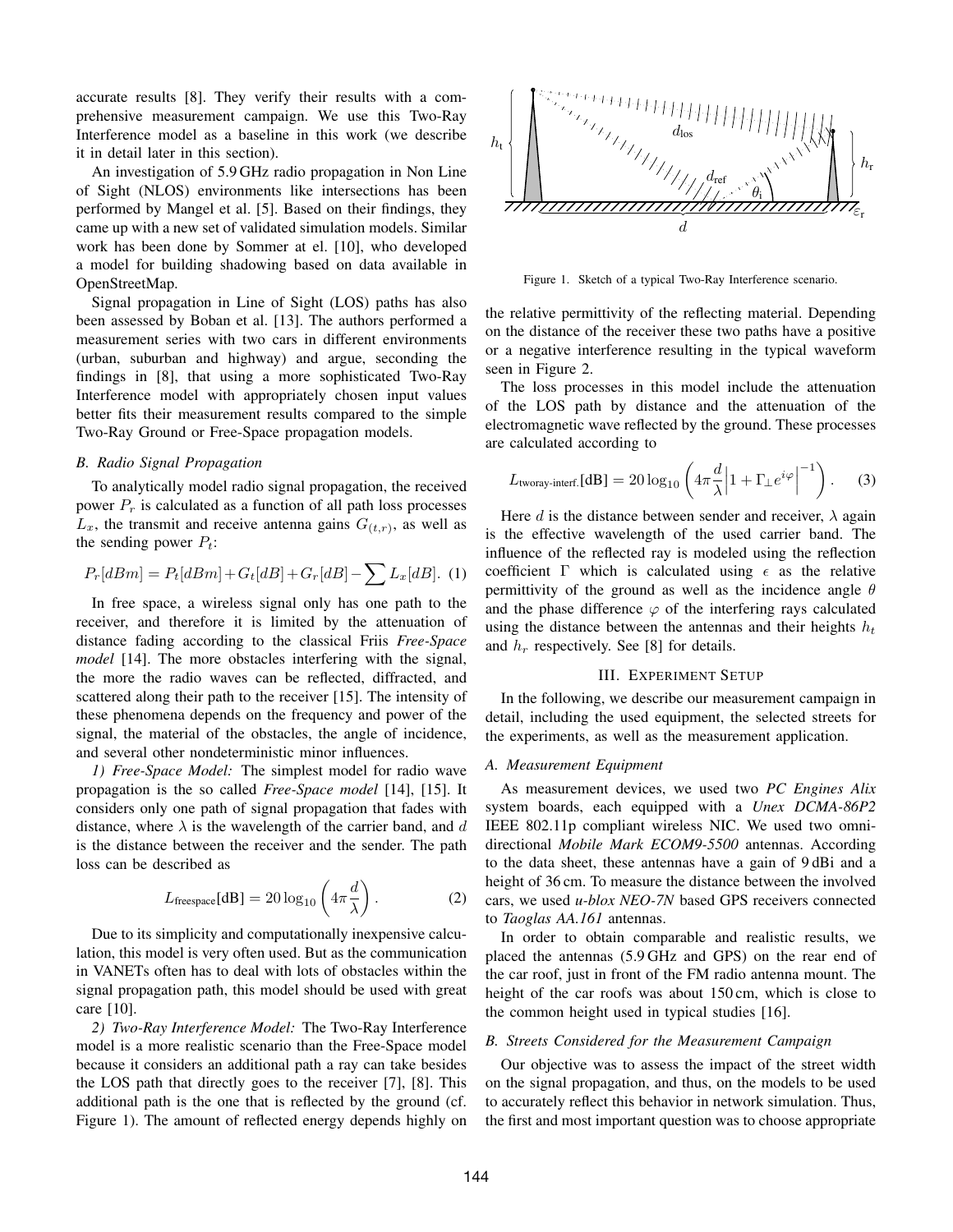accurate results [8]. They verify their results with a comprehensive measurement campaign. We use this Two-Ray Interference model as a baseline in this work (we describe it in detail later in this section).

An investigation of 5.9 GHz radio propagation in Non Line of Sight (NLOS) environments like intersections has been performed by Mangel et al. [5]. Based on their findings, they came up with a new set of validated simulation models. Similar work has been done by Sommer at el. [10], who developed a model for building shadowing based on data available in OpenStreetMap.

Signal propagation in Line of Sight (LOS) paths has also been assessed by Boban et al. [13]. The authors performed a measurement series with two cars in different environments (urban, suburban and highway) and argue, seconding the findings in [8], that using a more sophisticated Two-Ray Interference model with appropriately chosen input values better fits their measurement results compared to the simple Two-Ray Ground or Free-Space propagation models.

### B. Radio Signal Propagation

To analytically model radio signal propagation, the received power $P_r$ is calculated as a function of all path loss processes $L_x$, the transmit and receive antenna gains $G_{(t,r)}$, as well as the sending power $P_t$:

$$P_r[dBm] = P_t[dBm] + G_t[dB] + G_r[dB] - \sum L_x[dB]. \quad (1)$$

In free space, a wireless signal only has one path to the receiver, and therefore it is limited by the attenuation of distance fading according to the classical Friis *Free-Space model* [14]. The more obstacles interfering with the signal, the more the radio waves can be reflected, diffracted, and scattered along their path to the receiver [15]. The intensity of these phenomena depends on the frequency and power of the signal, the material of the obstacles, the angle of incidence, and several other nondeterministic minor influences.

*1) Free-Space Model:* The simplest model for radio wave propagation is the so called *Free-Space model* [14], [15]. It considers only one path of signal propagation that fades with distance, where $\lambda$ is the wavelength of the carrier band, and $d$ is the distance between the receiver and the sender. The path loss can be described as

$$L_{\text{freespace}}[\text{dB}] = 20 \log_{10} \left( 4\pi \frac{d}{\lambda} \right). \quad (2)$$

Due to its simplicity and computationally inexpensive calculation, this model is very often used. But as the communication in VANETs often has to deal with lots of obstacles within the signal propagation path, this model should be used with great care [10].

*2) Two-Ray Interference Model:* The Two-Ray Interference model is a more realistic scenario than the Free-Space model because it considers an additional path a ray can take besides the LOS path that directly goes to the receiver [7], [8]. This additional path is the one that is reflected by the ground (cf. Figure 1). The amount of reflected energy depends highly on the relative permittivity of the reflecting material. Depending on the distance of the receiver these two paths have a positive or a negative interference resulting in the typical waveform seen in Figure 2.

Figure 1. Sketch of a typical Two-Ray Interference scenario.

The loss processes in this model include the attenuation of the LOS path by distance and the attenuation of the electromagnetic wave reflected by the ground. These processes are calculated according to

$$L_{\text{tworay-interf.}}[\text{dB}] = 20 \log_{10} \left( 4\pi \frac{d}{\lambda} \left| 1 + \Gamma_{\perp} e^{i\varphi} \right|^{-1} \right). \quad (3)$$

Here $d$ is the distance between sender and receiver, $\lambda$ again is the effective wavelength of the used carrier band. The influence of the reflected ray is modeled using the reflection coefficient $\Gamma$ which is calculated using $\epsilon$ as the relative permittivity of the ground as well as the incidence angle $\theta$ and the phase difference $\varphi$ of the interfering rays calculated using the distance between the antennas and their heights $h_t$ and $h_r$ respectively. See [8] for details.

## III. Experiment Setup

In the following, we describe our measurement campaign in detail, including the used equipment, the selected streets for the experiments, as well as the measurement application.

### A. Measurement Equipment

As measurement devices, we used two *PC Engines Alix* system boards, each equipped with a *Unex DCMA-86P2* IEEE 802.11p compliant wireless NIC. We used two omnidirectional *Mobile Mark ECOM9-5500* antennas. According to the data sheet, these antennas have a gain of 9 dBi and a height of 36 cm. To measure the distance between the involved cars, we used *u-blox NEO-7N* based GPS receivers connected to *Taoglas AA.161* antennas.

In order to obtain comparable and realistic results, we placed the antennas (5.9 GHz and GPS) on the rear end of the car roof, just in front of the FM radio antenna mount. The height of the car roofs was about 150 cm, which is close to the common height used in typical studies [16].

### B. Streets Considered for the Measurement Campaign

Our objective was to assess the impact of the street width on the signal propagation, and thus, on the models to be used to accurately reflect this behavior in network simulation. Thus, the first and most important question was to choose appropriate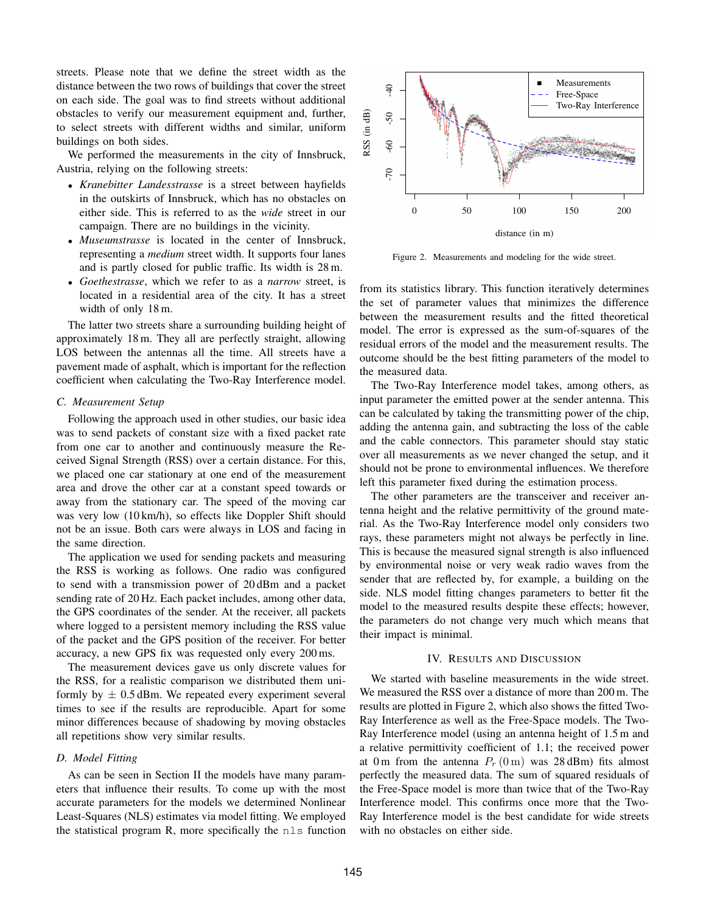streets. Please note that we define the street width as the distance between the two rows of buildings that cover the street on each side. The goal was to find streets without additional obstacles to verify our measurement equipment and, further, to select streets with different widths and similar, uniform buildings on both sides.

We performed the measurements in the city of Innsbruck, Austria, relying on the following streets:

- *Kranebitter Landesstrasse* is a street between hayfields in the outskirts of Innsbruck, which has no obstacles on either side. This is referred to as the *wide* street in our campaign. There are no buildings in the vicinity.
- *Museumstrasse* is located in the center of Innsbruck, representing a *medium* street width. It supports four lanes and is partly closed for public traffic. Its width is 28 m.
- *Goethestrasse*, which we refer to as a *narrow* street, is located in a residential area of the city. It has a street width of only 18 m.

The latter two streets share a surrounding building height of approximately 18 m. They all are perfectly straight, allowing LOS between the antennas all the time. All streets have a pavement made of asphalt, which is important for the reflection coefficient when calculating the Two-Ray Interference model.

### C. Measurement Setup

Following the approach used in other studies, our basic idea was to send packets of constant size with a fixed packet rate from one car to another and continuously measure the Received Signal Strength (RSS) over a certain distance. For this, we placed one car stationary at one end of the measurement area and drove the other car at a constant speed towards or away from the stationary car. The speed of the moving car was very low (10 km/h), so effects like Doppler Shift should not be an issue. Both cars were always in LOS and facing in the same direction.

The application we used for sending packets and measuring the RSS is working as follows. One radio was configured to send with a transmission power of 20 dBm and a packet sending rate of 20 Hz. Each packet includes, among other data, the GPS coordinates of the sender. At the receiver, all packets where logged to a persistent memory including the RSS value of the packet and the GPS position of the receiver. For better accuracy, a new GPS fix was requested only every 200 ms.

The measurement devices gave us only discrete values for the RSS, for a realistic comparison we distributed them uniformly by $\pm$ 0.5 dBm. We repeated every experiment several times to see if the results are reproducible. Apart for some minor differences because of shadowing by moving obstacles all repetitions show very similar results.

### D. Model Fitting

As can be seen in Section II the models have many parameters that influence their results. To come up with the most accurate parameters for the models we determined Nonlinear Least-Squares (NLS) estimates via model fitting. We employed the statistical program R, more specifically the `nls` function from its statistics library. This function iteratively determines the set of parameter values that minimizes the difference between the measurement results and the fitted theoretical model. The error is expressed as the sum-of-squares of the residual errors of the model and the measurement results. The outcome should be the best fitting parameters of the model to the measured data.

Measurements
Free-Space
Two-Ray Interference
RSS (in dB)
-40
-50
-60
-70
0
50
100
150
200
distance (in m)

Figure 2. Measurements and modeling for the wide street.

The Two-Ray Interference model takes, among others, as input parameter the emitted power at the sender antenna. This can be calculated by taking the transmitting power of the chip, adding the antenna gain, and subtracting the loss of the cable and the cable connectors. This parameter should stay static over all measurements as we never changed the setup, and it should not be prone to environmental influences. We therefore left this parameter fixed during the estimation process.

The other parameters are the transceiver and receiver antenna height and the relative permittivity of the ground material. As the Two-Ray Interference model only considers two rays, these parameters might not always be perfectly in line. This is because the measured signal strength is also influenced by environmental noise or very weak radio waves from the sender that are reflected by, for example, a building on the side. NLS model fitting changes parameters to better fit the model to the measured results despite these effects; however, the parameters do not change very much which means that their impact is minimal.

## IV. Results and Discussion

We started with baseline measurements in the wide street. We measured the RSS over a distance of more than 200 m. The results are plotted in Figure 2, which also shows the fitted Two-Ray Interference as well as the Free-Space models. The Two-Ray Interference model (using an antenna height of 1.5 m and a relative permittivity coefficient of 1.1; the received power at 0 m from the antenna $P_r\,(0\,\mathrm{m})$ was 28 dBm) fits almost perfectly the measured data. The sum of squared residuals of the Free-Space model is more than twice that of the Two-Ray Interference model. This confirms once more that the Two-Ray Interference model is the best candidate for wide streets with no obstacles on either side.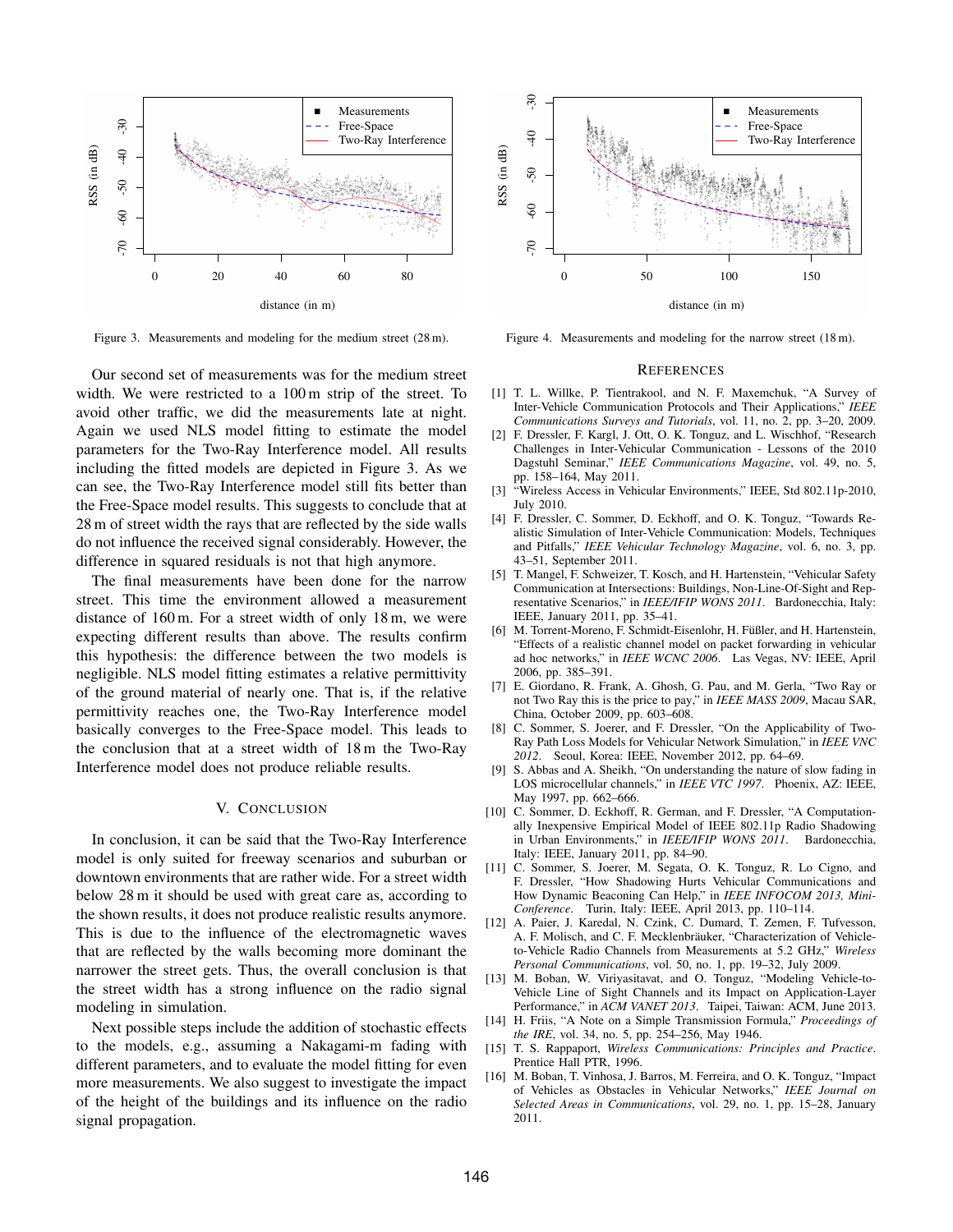Measurements
Free-Space
Two-Ray Interference

RSS (in dB)

-30
-40
-50
-60
-70

0
20
40
60
80

distance (in m)

Figure 3. Measurements and modeling for the medium street (28 m).

Measurements
Free-Space
Two-Ray Interference

RSS (in dB)

-30
-40
-50
-60
-70

0
50
100
150

distance (in m)

Figure 4. Measurements and modeling for the narrow street (18 m).

Our second set of measurements was for the medium street width. We were restricted to a 100 m strip of the street. To avoid other traffic, we did the measurements late at night. Again we used NLS model fitting to estimate the model parameters for the Two-Ray Interference model. All results including the fitted models are depicted in Figure 3. As we can see, the Two-Ray Interference model still fits better than the Free-Space model results. This suggests to conclude that at 28 m of street width the rays that are reflected by the side walls do not influence the received signal considerably. However, the difference in squared residuals is not that high anymore.

The final measurements have been done for the narrow street. This time the environment allowed a measurement distance of 160 m. For a street width of only 18 m, we were expecting different results than above. The results confirm this hypothesis: the difference between the two models is negligible. NLS model fitting estimates a relative permittivity of the ground material of nearly one. That is, if the relative permittivity reaches one, the Two-Ray Interference model basically converges to the Free-Space model. This leads to the conclusion that at a street width of 18 m the Two-Ray Interference model does not produce reliable results.

## V. Conclusion

In conclusion, it can be said that the Two-Ray Interference model is only suited for freeway scenarios and suburban or downtown environments that are rather wide. For a street width below 28 m it should be used with great care as, according to the shown results, it does not produce realistic results anymore. This is due to the influence of the electromagnetic waves that are reflected by the walls becoming more dominant the narrower the street gets. Thus, the overall conclusion is that the street width has a strong influence on the radio signal modeling in simulation.

Next possible steps include the addition of stochastic effects to the models, e.g., assuming a Nakagami-m fading with different parameters, and to evaluate the model fitting for even more measurements. We also suggest to investigate the impact of the height of the buildings and its influence on the radio signal propagation.

## References

[1] T. L. Willke, P. Tientrakool, and N. F. Maxemchuk, "A Survey of Inter-Vehicle Communication Protocols and Their Applications," *IEEE Communications Surveys and Tutorials*, vol. 11, no. 2, pp. 3–20, 2009.

[2] F. Dressler, F. Kargl, J. Ott, O. K. Tonguz, and L. Wischhof, "Research Challenges in Inter-Vehicular Communication - Lessons of the 2010 Dagstuhl Seminar," *IEEE Communications Magazine*, vol. 49, no. 5, pp. 158–164, May 2011.

[3] "Wireless Access in Vehicular Environments," IEEE, Std 802.11p-2010, July 2010.

[4] F. Dressler, C. Sommer, D. Eckhoff, and O. K. Tonguz, "Towards Realistic Simulation of Inter-Vehicle Communication: Models, Techniques and Pitfalls," *IEEE Vehicular Technology Magazine*, vol. 6, no. 3, pp. 43–51, September 2011.

[5] T. Mangel, F. Schweizer, T. Kosch, and H. Hartenstein, "Vehicular Safety Communication at Intersections: Buildings, Non-Line-Of-Sight and Representative Scenarios," in *IEEE/IFIP WONS 2011*. Bardonecchia, Italy: IEEE, January 2011, pp. 35–41.

[6] M. Torrent-Moreno, F. Schmidt-Eisenlohr, H. Füßler, and H. Hartenstein, "Effects of a realistic channel model on packet forwarding in vehicular ad hoc networks," in *IEEE WCNC 2006*. Las Vegas, NV: IEEE, April 2006, pp. 385–391.

[7] E. Giordano, R. Frank, A. Ghosh, G. Pau, and M. Gerla, "Two Ray or not Two Ray this is the price to pay," in *IEEE MASS 2009*, Macau SAR, China, October 2009, pp. 603–608.

[8] C. Sommer, S. Joerer, and F. Dressler, "On the Applicability of Two-Ray Path Loss Models for Vehicular Network Simulation," in *IEEE VNC 2012*. Seoul, Korea: IEEE, November 2012, pp. 64–69.

[9] S. Abbas and A. Sheikh, "On understanding the nature of slow fading in LOS microcellular channels," in *IEEE VTC 1997*. Phoenix, AZ: IEEE, May 1997, pp. 662–666.

[10] C. Sommer, D. Eckhoff, R. German, and F. Dressler, "A Computationally Inexpensive Empirical Model of IEEE 802.11p Radio Shadowing in Urban Environments," in *IEEE/IFIP WONS 2011*. Bardonecchia, Italy: IEEE, January 2011, pp. 84–90.

[11] C. Sommer, S. Joerer, M. Segata, O. K. Tonguz, R. Lo Cigno, and F. Dressler, "How Shadowing Hurts Vehicular Communications and How Dynamic Beaconing Can Help," in *IEEE INFOCOM 2013, Mini-Conference*. Turin, Italy: IEEE, April 2013, pp. 110–114.

[12] A. Paier, J. Karedal, N. Czink, C. Dumard, T. Zemen, F. Tufvesson, A. F. Molisch, and C. F. Mecklenbräuker, "Characterization of Vehicle-to-Vehicle Radio Channels from Measurements at 5.2 GHz," *Wireless Personal Communications*, vol. 50, no. 1, pp. 19–32, July 2009.

[13] M. Boban, W. Viriyasitavat, and O. Tonguz, "Modeling Vehicle-to-Vehicle Line of Sight Channels and its Impact on Application-Layer Performance," in *ACM VANET 2013*. Taipei, Taiwan: ACM, June 2013.

[14] H. Friis, "A Note on a Simple Transmission Formula," *Proceedings of the IRE*, vol. 34, no. 5, pp. 254–256, May 1946.

[15] T. S. Rappaport, *Wireless Communications: Principles and Practice*. Prentice Hall PTR, 1996.

[16] M. Boban, T. Vinhosa, J. Barros, M. Ferreira, and O. K. Tonguz, "Impact of Vehicles as Obstacles in Vehicular Networks," *IEEE Journal on Selected Areas in Communications*, vol. 29, no. 1, pp. 15–28, January 2011.